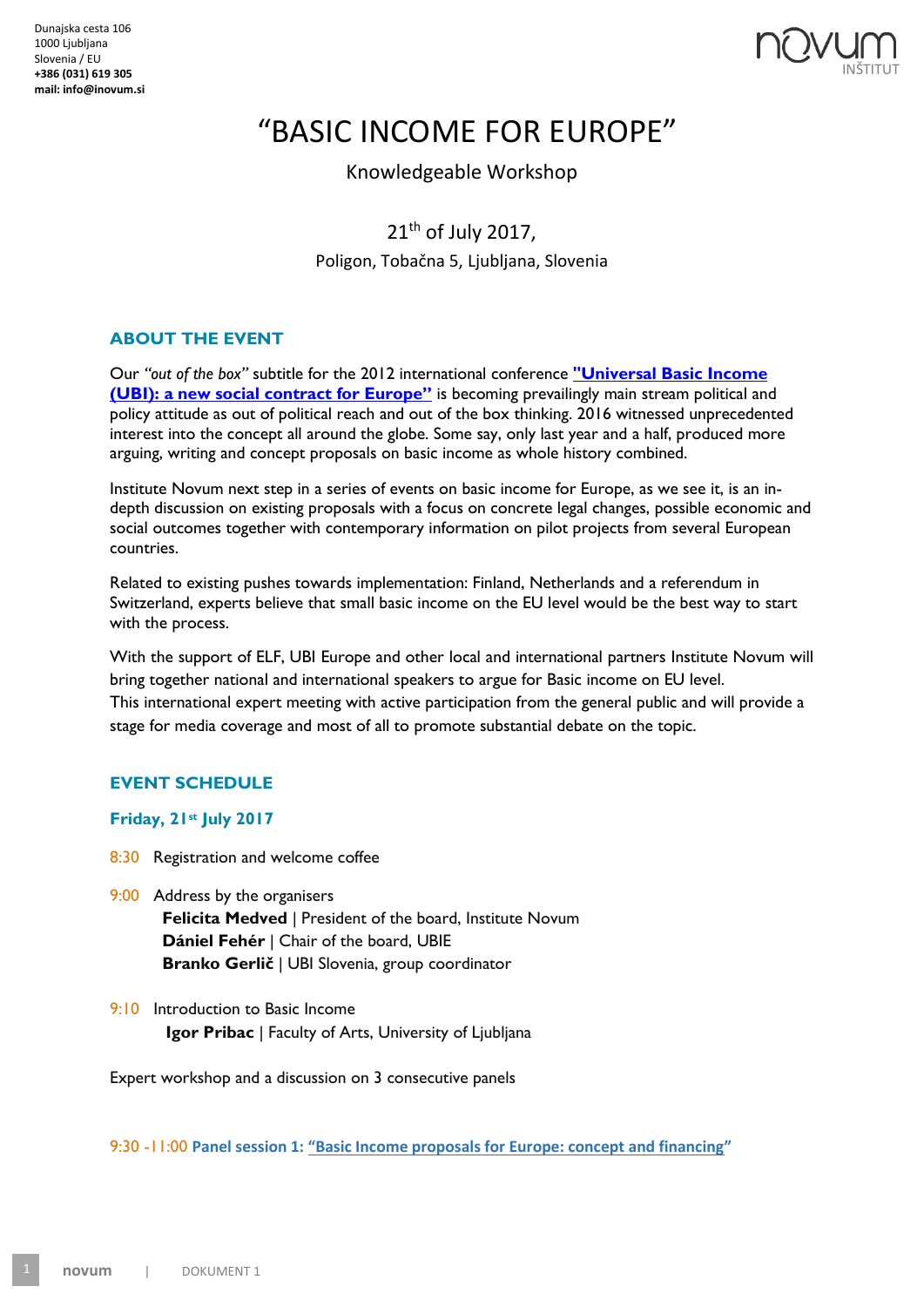Dunajska cesta 106
1000 Ljubljana
Slovenia / EU
**+386 (031) 619 305**
**mail: info@inovum.si**

# "BASIC INCOME FOR EUROPE"

Knowledgeable Workshop

21th of July 2017,

Poligon, Tobačna 5, Ljubljana, Slovenia

## ABOUT THE EVENT

Our *"out of the box"* subtitle for the 2012 international conference **"Universal Basic Income (UBI): a new social contract for Europe"** is becoming prevailingly main stream political and policy attitude as out of political reach and out of the box thinking. 2016 witnessed unprecedented interest into the concept all around the globe. Some say, only last year and a half, produced more arguing, writing and concept proposals on basic income as whole history combined.

Institute Novum next step in a series of events on basic income for Europe, as we see it, is an in-depth discussion on existing proposals with a focus on concrete legal changes, possible economic and social outcomes together with contemporary information on pilot projects from several European countries.

Related to existing pushes towards implementation: Finland, Netherlands and a referendum in Switzerland, experts believe that small basic income on the EU level would be the best way to start with the process.

With the support of ELF, UBI Europe and other local and international partners Institute Novum will bring together national and international speakers to argue for Basic income on EU level.
This international expert meeting with active participation from the general public and will provide a stage for media coverage and most of all to promote substantial debate on the topic.

## EVENT SCHEDULE

### Friday, 21st July 2017

8:30 Registration and welcome coffee

9:00 Address by the organisers
**Felicita Medved** | President of the board, Institute Novum
**Dániel Fehér** | Chair of the board, UBIE
**Branko Gerlič** | UBI Slovenia, group coordinator

9:10 Introduction to Basic Income
**Igor Pribac** | Faculty of Arts, University of Ljubljana

Expert workshop and a discussion on 3 consecutive panels

9:30 -11:00 **Panel session 1: "Basic Income proposals for Europe: concept and financing"**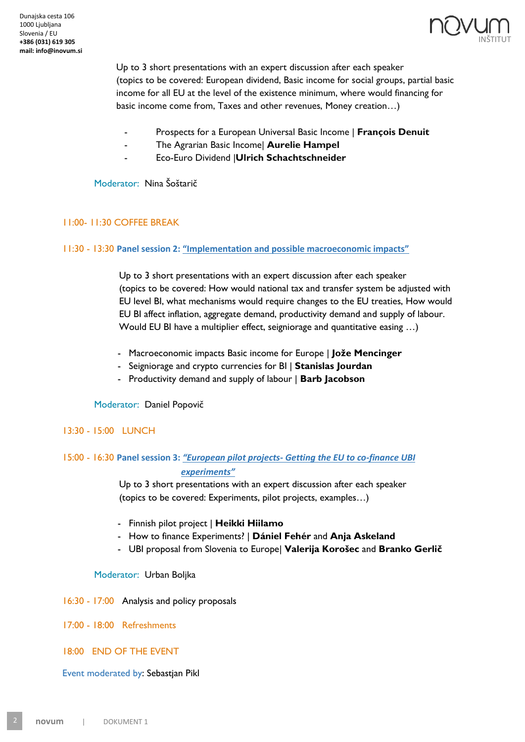Up to 3 short presentations with an expert discussion after each speaker (topics to be covered: European dividend, Basic income for social groups, partial basic income for all EU at the level of the existence minimum, where would financing for basic income come from, Taxes and other revenues, Money creation…)

- Prospects for a European Universal Basic Income | **François Denuit**
- The Agrarian Basic Income| **Aurelie Hampel**
- Eco-Euro Dividend |**Ulrich Schachtschneider**

Moderator: Nina Šoštarič

11:00- 11:30 COFFEE BREAK

11:30 - 13:30 **Panel session 2: “Implementation and possible macroeconomic impacts”**

Up to 3 short presentations with an expert discussion after each speaker (topics to be covered: How would national tax and transfer system be adjusted with EU level BI, what mechanisms would require changes to the EU treaties, How would EU BI affect inflation, aggregate demand, productivity demand and supply of labour. Would EU BI have a multiplier effect, seigniorage and quantitative easing …)

- Macroeconomic impacts Basic income for Europe | **Jože Mencinger**
- Seigniorage and crypto currencies for BI | **Stanislas Jourdan**
- Productivity demand and supply of labour | **Barb Jacobson**

Moderator: Daniel Popovič

13:30 - 15:00 LUNCH

15:00 - 16:30 **Panel session 3: *“European pilot projects- Getting the EU to co-finance UBI experiments”***

Up to 3 short presentations with an expert discussion after each speaker (topics to be covered: Experiments, pilot projects, examples…)

- Finnish pilot project | **Heikki Hiilamo**
- How to finance Experiments? | **Dániel Fehér** and **Anja Askeland**
- UBI proposal from Slovenia to Europe| **Valerija Korošec** and **Branko Gerlič**

Moderator: Urban Boljka

16:30 - 17:00 Analysis and policy proposals

17:00 - 18:00 Refreshments

18:00 END OF THE EVENT

Event moderated by: Sebastjan Pikl